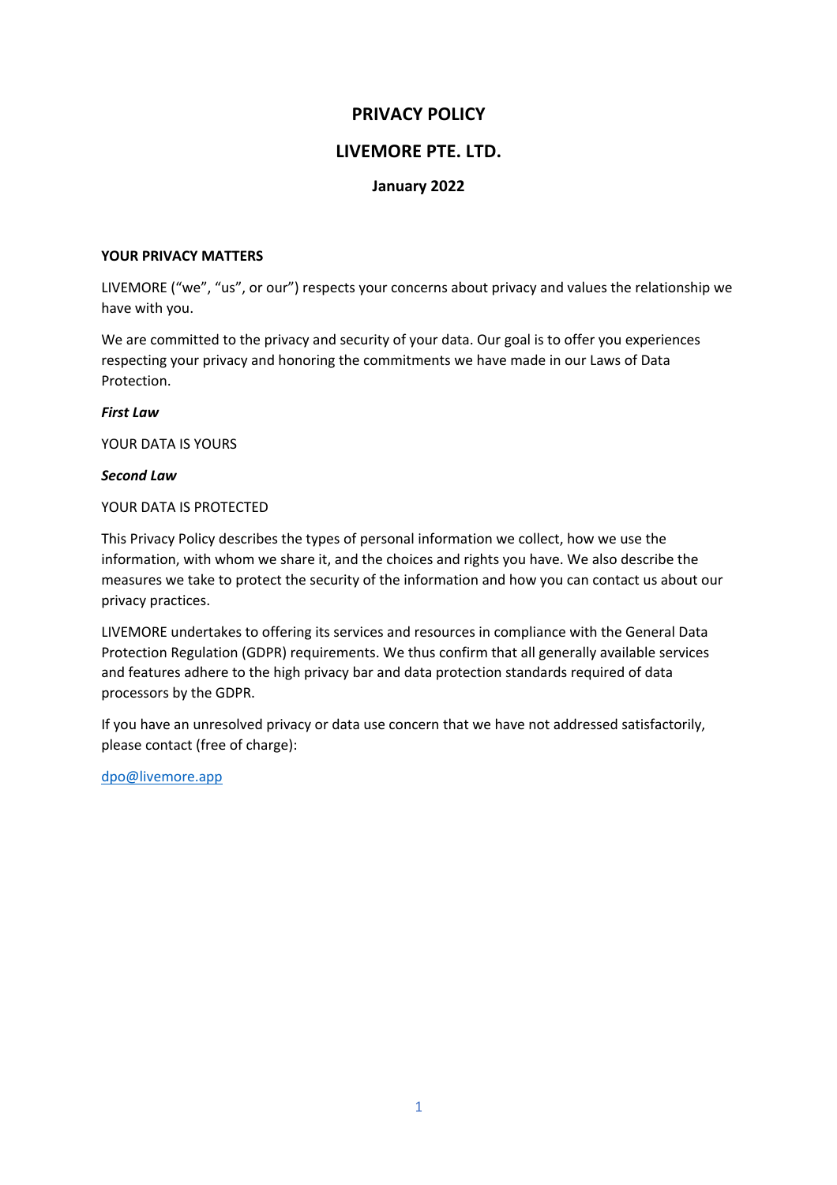# PRIVACY POLICY

## LIVEMORE PTE. LTD.

### January 2022

**YOUR PRIVACY MATTERS**

LIVEMORE ("we", "us", or our") respects your concerns about privacy and values the relationship we have with you.

We are committed to the privacy and security of your data. Our goal is to offer you experiences respecting your privacy and honoring the commitments we have made in our Laws of Data Protection.

***First Law***

YOUR DATA IS YOURS

***Second Law***

YOUR DATA IS PROTECTED

This Privacy Policy describes the types of personal information we collect, how we use the information, with whom we share it, and the choices and rights you have. We also describe the measures we take to protect the security of the information and how you can contact us about our privacy practices.

LIVEMORE undertakes to offering its services and resources in compliance with the General Data Protection Regulation (GDPR) requirements. We thus confirm that all generally available services and features adhere to the high privacy bar and data protection standards required of data processors by the GDPR.

If you have an unresolved privacy or data use concern that we have not addressed satisfactorily, please contact (free of charge):

[dpo@livemore.app](mailto:dpo@livemore.app)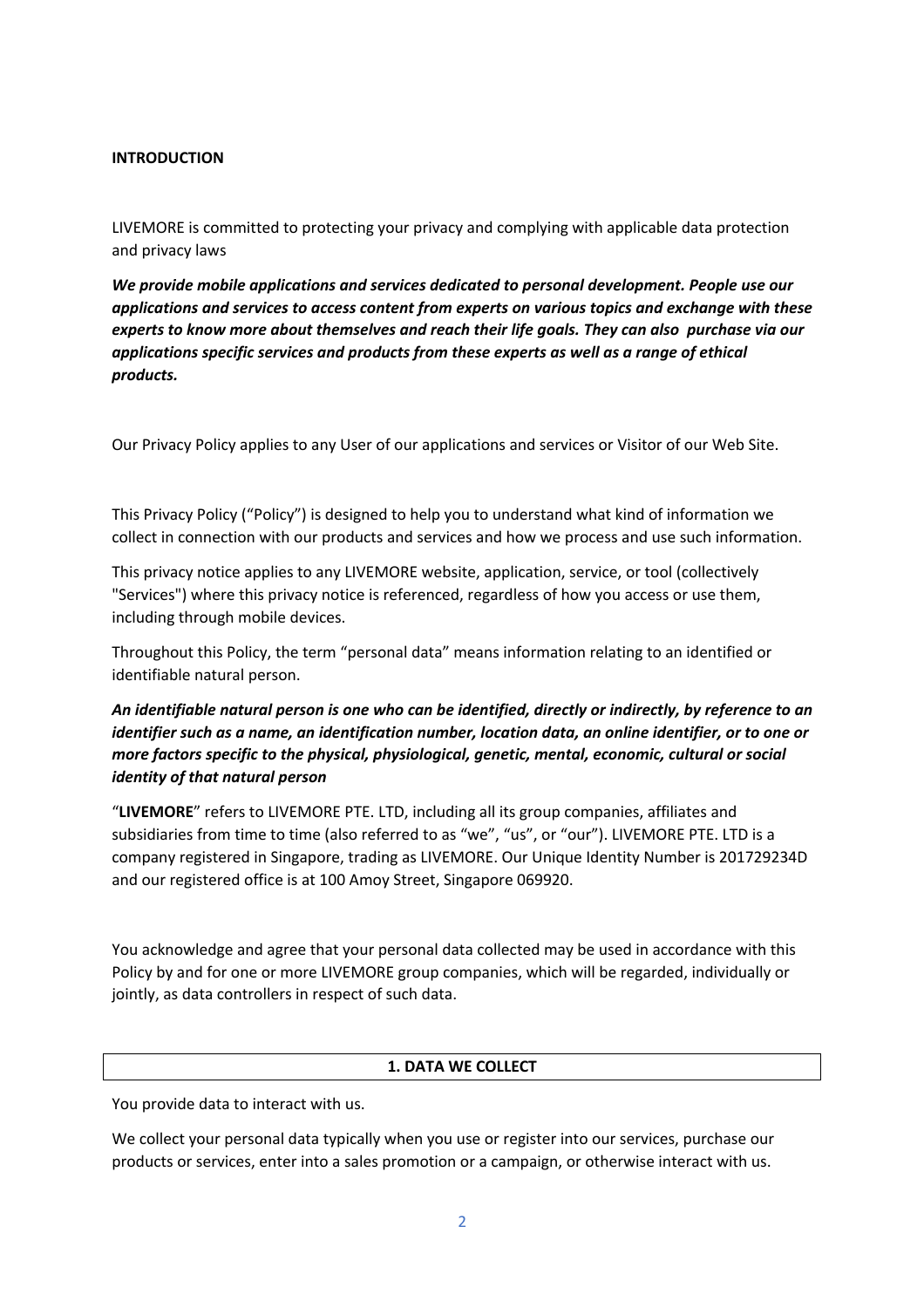**INTRODUCTION**

LIVEMORE is committed to protecting your privacy and complying with applicable data protection and privacy laws

***We provide mobile applications and services dedicated to personal development. People use our applications and services to access content from experts on various topics and exchange with these experts to know more about themselves and reach their life goals. They can also purchase via our applications specific services and products from these experts as well as a range of ethical products.***

Our Privacy Policy applies to any User of our applications and services or Visitor of our Web Site.

This Privacy Policy ("Policy") is designed to help you to understand what kind of information we collect in connection with our products and services and how we process and use such information.

This privacy notice applies to any LIVEMORE website, application, service, or tool (collectively "Services") where this privacy notice is referenced, regardless of how you access or use them, including through mobile devices.

Throughout this Policy, the term "personal data" means information relating to an identified or identifiable natural person.

***An identifiable natural person is one who can be identified, directly or indirectly, by reference to an identifier such as a name, an identification number, location data, an online identifier, or to one or more factors specific to the physical, physiological, genetic, mental, economic, cultural or social identity of that natural person***

"**LIVEMORE**" refers to LIVEMORE PTE. LTD, including all its group companies, affiliates and subsidiaries from time to time (also referred to as "we", "us", or "our"). LIVEMORE PTE. LTD is a company registered in Singapore, trading as LIVEMORE. Our Unique Identity Number is 201729234D and our registered office is at 100 Amoy Street, Singapore 069920.

You acknowledge and agree that your personal data collected may be used in accordance with this Policy by and for one or more LIVEMORE group companies, which will be regarded, individually or jointly, as data controllers in respect of such data.

## 1. DATA WE COLLECT

You provide data to interact with us.

We collect your personal data typically when you use or register into our services, purchase our products or services, enter into a sales promotion or a campaign, or otherwise interact with us.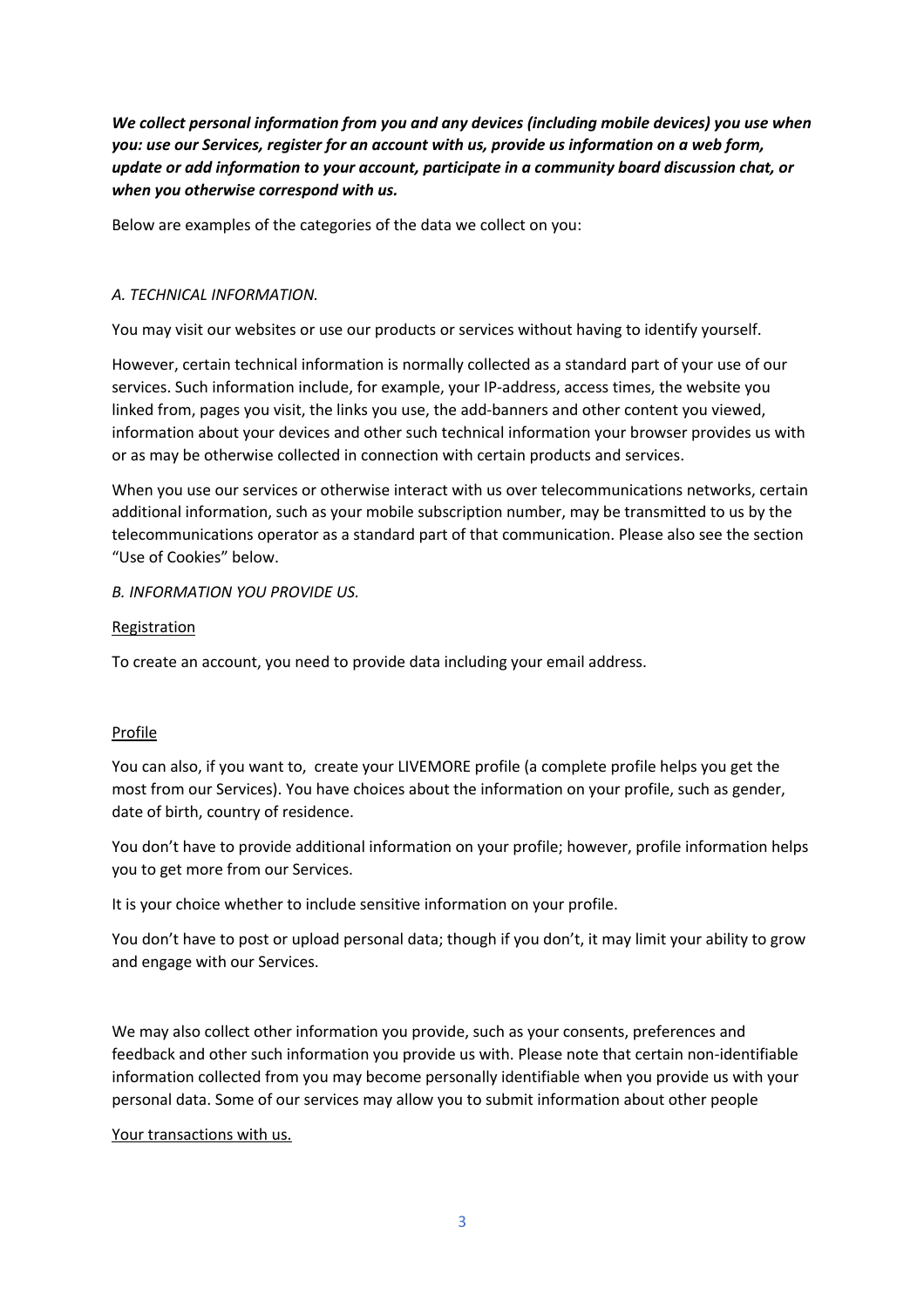***We collect personal information from you and any devices (including mobile devices) you use when you: use our Services, register for an account with us, provide us information on a web form, update or add information to your account, participate in a community board discussion chat, or when you otherwise correspond with us.***

Below are examples of the categories of the data we collect on you:

*A. TECHNICAL INFORMATION.*

You may visit our websites or use our products or services without having to identify yourself.

However, certain technical information is normally collected as a standard part of your use of our services. Such information include, for example, your IP-address, access times, the website you linked from, pages you visit, the links you use, the add-banners and other content you viewed, information about your devices and other such technical information your browser provides us with or as may be otherwise collected in connection with certain products and services.

When you use our services or otherwise interact with us over telecommunications networks, certain additional information, such as your mobile subscription number, may be transmitted to us by the telecommunications operator as a standard part of that communication. Please also see the section "Use of Cookies" below.

*B. INFORMATION YOU PROVIDE US.*

<u>Registration</u>

To create an account, you need to provide data including your email address.

<u>Profile</u>

You can also, if you want to, create your LIVEMORE profile (a complete profile helps you get the most from our Services). You have choices about the information on your profile, such as gender, date of birth, country of residence.

You don't have to provide additional information on your profile; however, profile information helps you to get more from our Services.

It is your choice whether to include sensitive information on your profile.

You don't have to post or upload personal data; though if you don't, it may limit your ability to grow and engage with our Services.

We may also collect other information you provide, such as your consents, preferences and feedback and other such information you provide us with. Please note that certain non-identifiable information collected from you may become personally identifiable when you provide us with your personal data. Some of our services may allow you to submit information about other people

<u>Your transactions with us.</u>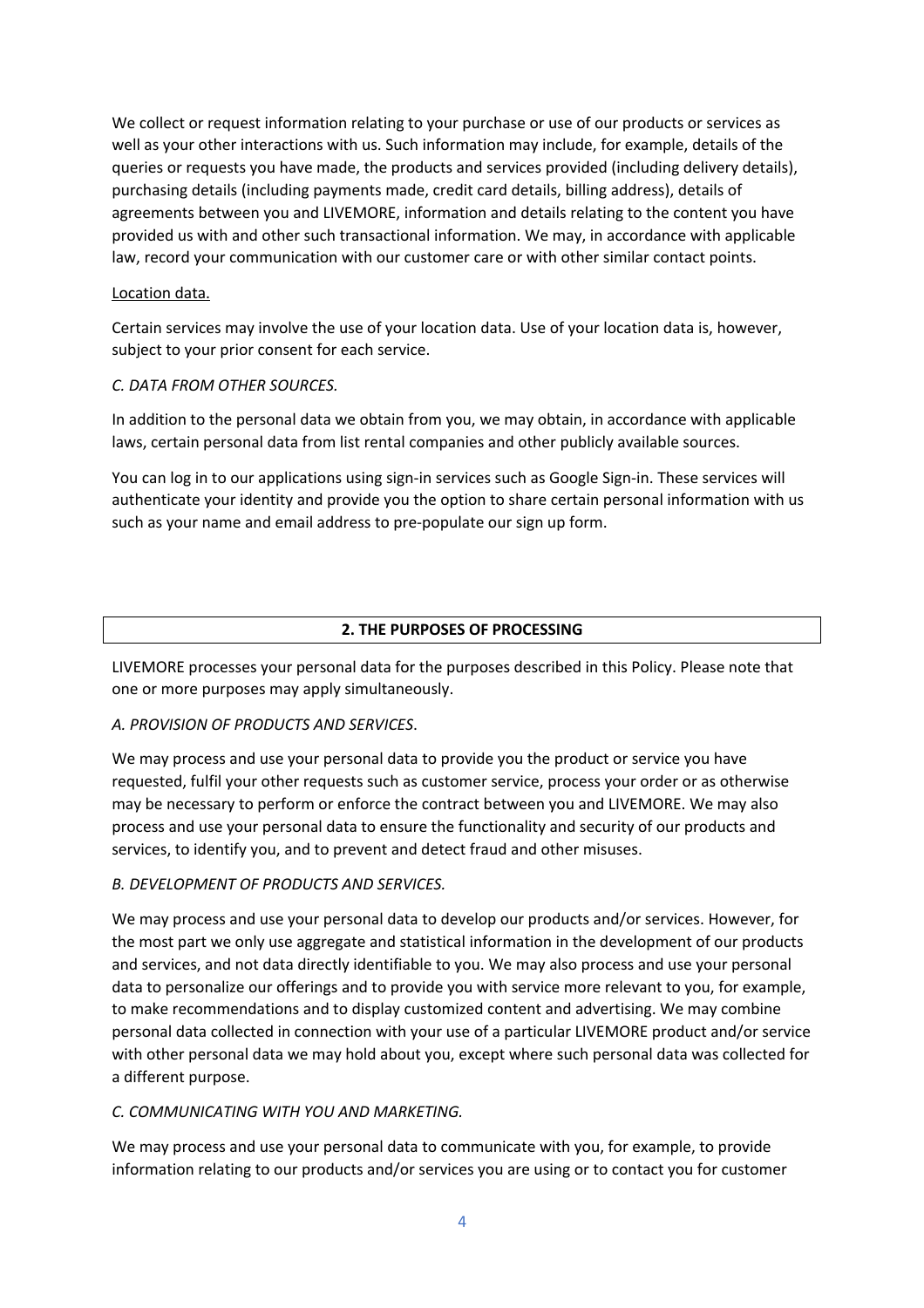We collect or request information relating to your purchase or use of our products or services as well as your other interactions with us. Such information may include, for example, details of the queries or requests you have made, the products and services provided (including delivery details), purchasing details (including payments made, credit card details, billing address), details of agreements between you and LIVEMORE, information and details relating to the content you have provided us with and other such transactional information. We may, in accordance with applicable law, record your communication with our customer care or with other similar contact points.

Location data.

Certain services may involve the use of your location data. Use of your location data is, however, subject to your prior consent for each service.

*C. DATA FROM OTHER SOURCES.*

In addition to the personal data we obtain from you, we may obtain, in accordance with applicable laws, certain personal data from list rental companies and other publicly available sources.

You can log in to our applications using sign-in services such as Google Sign-in. These services will authenticate your identity and provide you the option to share certain personal information with us such as your name and email address to pre-populate our sign up form.

## 2. THE PURPOSES OF PROCESSING

LIVEMORE processes your personal data for the purposes described in this Policy. Please note that one or more purposes may apply simultaneously.

*A. PROVISION OF PRODUCTS AND SERVICES*.

We may process and use your personal data to provide you the product or service you have requested, fulfil your other requests such as customer service, process your order or as otherwise may be necessary to perform or enforce the contract between you and LIVEMORE. We may also process and use your personal data to ensure the functionality and security of our products and services, to identify you, and to prevent and detect fraud and other misuses.

*B. DEVELOPMENT OF PRODUCTS AND SERVICES.*

We may process and use your personal data to develop our products and/or services. However, for the most part we only use aggregate and statistical information in the development of our products and services, and not data directly identifiable to you. We may also process and use your personal data to personalize our offerings and to provide you with service more relevant to you, for example, to make recommendations and to display customized content and advertising. We may combine personal data collected in connection with your use of a particular LIVEMORE product and/or service with other personal data we may hold about you, except where such personal data was collected for a different purpose.

*C. COMMUNICATING WITH YOU AND MARKETING.*

We may process and use your personal data to communicate with you, for example, to provide information relating to our products and/or services you are using or to contact you for customer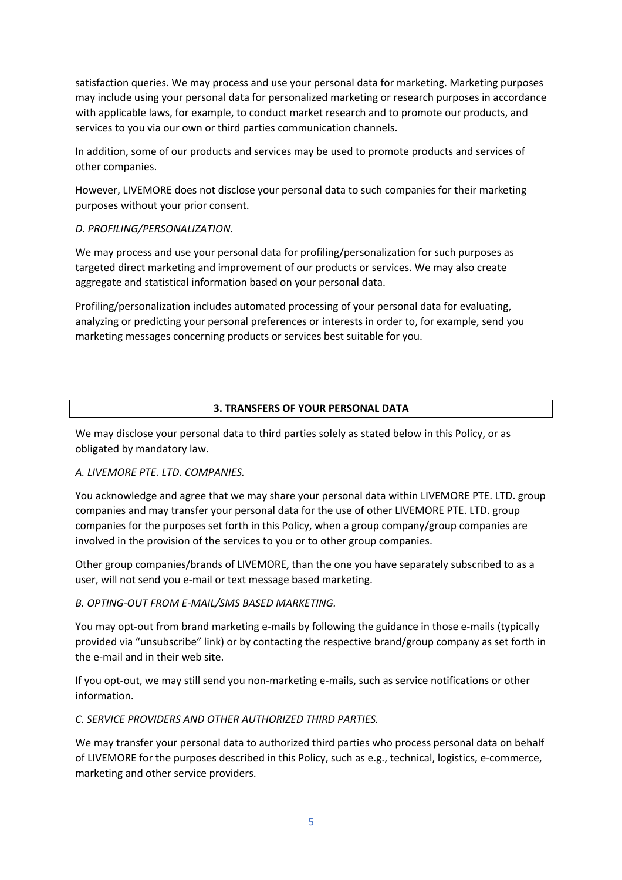satisfaction queries. We may process and use your personal data for marketing. Marketing purposes may include using your personal data for personalized marketing or research purposes in accordance with applicable laws, for example, to conduct market research and to promote our products, and services to you via our own or third parties communication channels.

In addition, some of our products and services may be used to promote products and services of other companies.

However, LIVEMORE does not disclose your personal data to such companies for their marketing purposes without your prior consent.

*D. PROFILING/PERSONALIZATION.*

We may process and use your personal data for profiling/personalization for such purposes as targeted direct marketing and improvement of our products or services. We may also create aggregate and statistical information based on your personal data.

Profiling/personalization includes automated processing of your personal data for evaluating, analyzing or predicting your personal preferences or interests in order to, for example, send you marketing messages concerning products or services best suitable for you.

## 3. TRANSFERS OF YOUR PERSONAL DATA

We may disclose your personal data to third parties solely as stated below in this Policy, or as obligated by mandatory law.

*A. LIVEMORE PTE. LTD. COMPANIES.*

You acknowledge and agree that we may share your personal data within LIVEMORE PTE. LTD. group companies and may transfer your personal data for the use of other LIVEMORE PTE. LTD. group companies for the purposes set forth in this Policy, when a group company/group companies are involved in the provision of the services to you or to other group companies.

Other group companies/brands of LIVEMORE, than the one you have separately subscribed to as a user, will not send you e-mail or text message based marketing.

*B. OPTING-OUT FROM E-MAIL/SMS BASED MARKETING.*

You may opt-out from brand marketing e-mails by following the guidance in those e-mails (typically provided via "unsubscribe" link) or by contacting the respective brand/group company as set forth in the e-mail and in their web site.

If you opt-out, we may still send you non-marketing e-mails, such as service notifications or other information.

*C. SERVICE PROVIDERS AND OTHER AUTHORIZED THIRD PARTIES.*

We may transfer your personal data to authorized third parties who process personal data on behalf of LIVEMORE for the purposes described in this Policy, such as e.g., technical, logistics, e-commerce, marketing and other service providers.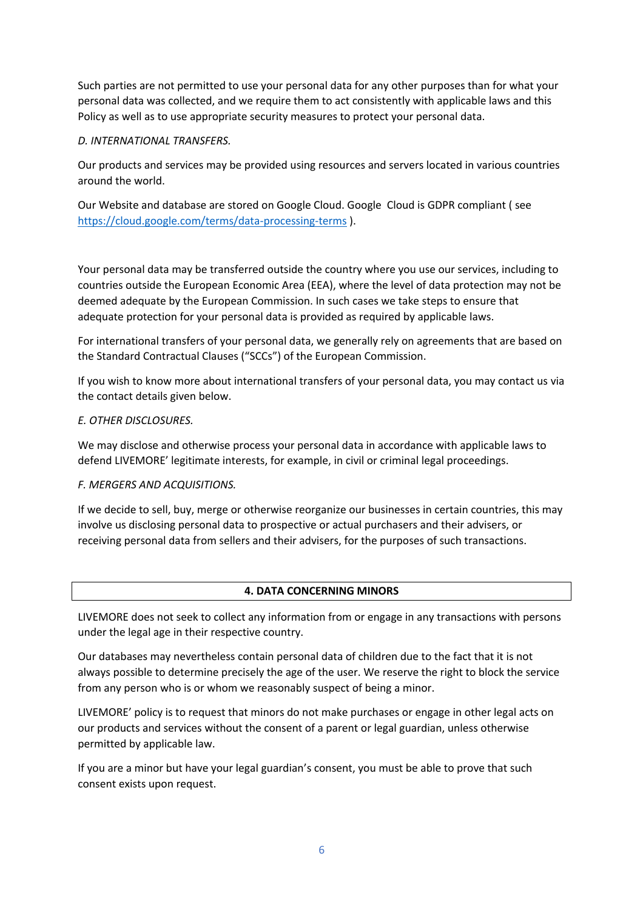Such parties are not permitted to use your personal data for any other purposes than for what your personal data was collected, and we require them to act consistently with applicable laws and this Policy as well as to use appropriate security measures to protect your personal data.

*D. INTERNATIONAL TRANSFERS.*

Our products and services may be provided using resources and servers located in various countries around the world.

Our Website and database are stored on Google Cloud. Google Cloud is GDPR compliant ( see https://cloud.google.com/terms/data-processing-terms ).

Your personal data may be transferred outside the country where you use our services, including to countries outside the European Economic Area (EEA), where the level of data protection may not be deemed adequate by the European Commission. In such cases we take steps to ensure that adequate protection for your personal data is provided as required by applicable laws.

For international transfers of your personal data, we generally rely on agreements that are based on the Standard Contractual Clauses ("SCCs") of the European Commission.

If you wish to know more about international transfers of your personal data, you may contact us via the contact details given below.

*E. OTHER DISCLOSURES.*

We may disclose and otherwise process your personal data in accordance with applicable laws to defend LIVEMORE' legitimate interests, for example, in civil or criminal legal proceedings.

*F. MERGERS AND ACQUISITIONS.*

If we decide to sell, buy, merge or otherwise reorganize our businesses in certain countries, this may involve us disclosing personal data to prospective or actual purchasers and their advisers, or receiving personal data from sellers and their advisers, for the purposes of such transactions.

## 4. DATA CONCERNING MINORS

LIVEMORE does not seek to collect any information from or engage in any transactions with persons under the legal age in their respective country.

Our databases may nevertheless contain personal data of children due to the fact that it is not always possible to determine precisely the age of the user. We reserve the right to block the service from any person who is or whom we reasonably suspect of being a minor.

LIVEMORE' policy is to request that minors do not make purchases or engage in other legal acts on our products and services without the consent of a parent or legal guardian, unless otherwise permitted by applicable law.

If you are a minor but have your legal guardian's consent, you must be able to prove that such consent exists upon request.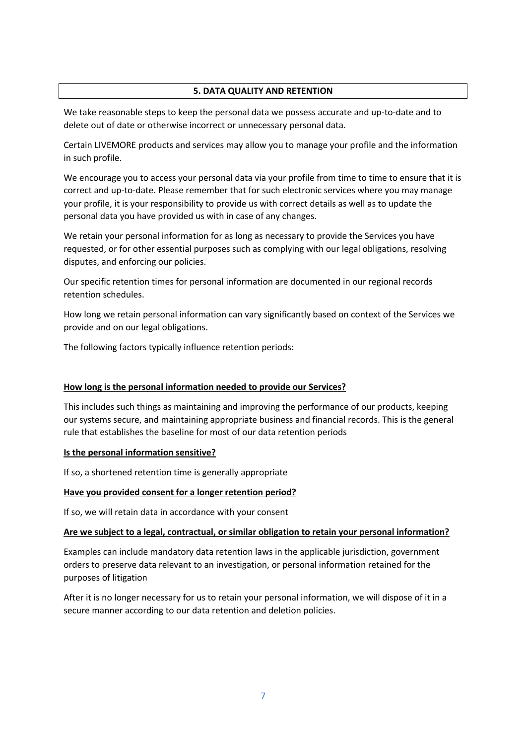## 5. DATA QUALITY AND RETENTION

We take reasonable steps to keep the personal data we possess accurate and up-to-date and to delete out of date or otherwise incorrect or unnecessary personal data.

Certain LIVEMORE products and services may allow you to manage your profile and the information in such profile.

We encourage you to access your personal data via your profile from time to time to ensure that it is correct and up-to-date. Please remember that for such electronic services where you may manage your profile, it is your responsibility to provide us with correct details as well as to update the personal data you have provided us with in case of any changes.

We retain your personal information for as long as necessary to provide the Services you have requested, or for other essential purposes such as complying with our legal obligations, resolving disputes, and enforcing our policies.

Our specific retention times for personal information are documented in our regional records retention schedules.

How long we retain personal information can vary significantly based on context of the Services we provide and on our legal obligations.

The following factors typically influence retention periods:

**How long is the personal information needed to provide our Services?**

This includes such things as maintaining and improving the performance of our products, keeping our systems secure, and maintaining appropriate business and financial records. This is the general rule that establishes the baseline for most of our data retention periods

**Is the personal information sensitive?**

If so, a shortened retention time is generally appropriate

**Have you provided consent for a longer retention period?**

If so, we will retain data in accordance with your consent

**Are we subject to a legal, contractual, or similar obligation to retain your personal information?**

Examples can include mandatory data retention laws in the applicable jurisdiction, government orders to preserve data relevant to an investigation, or personal information retained for the purposes of litigation

After it is no longer necessary for us to retain your personal information, we will dispose of it in a secure manner according to our data retention and deletion policies.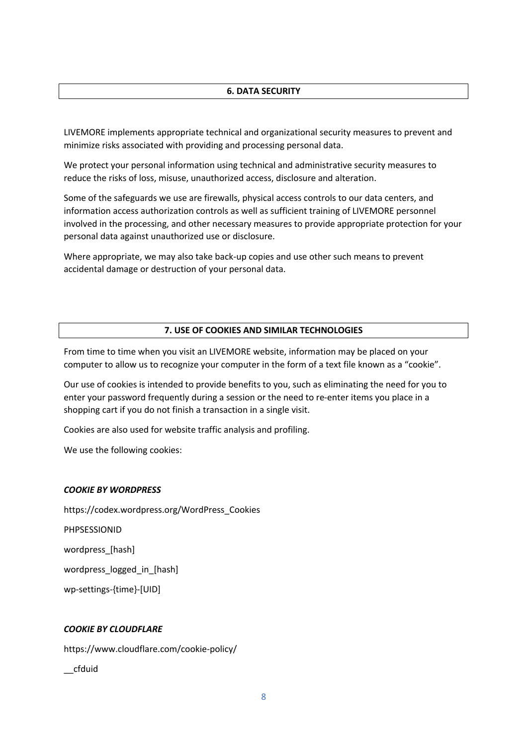## 6. DATA SECURITY

LIVEMORE implements appropriate technical and organizational security measures to prevent and minimize risks associated with providing and processing personal data.

We protect your personal information using technical and administrative security measures to reduce the risks of loss, misuse, unauthorized access, disclosure and alteration.

Some of the safeguards we use are firewalls, physical access controls to our data centers, and information access authorization controls as well as sufficient training of LIVEMORE personnel involved in the processing, and other necessary measures to provide appropriate protection for your personal data against unauthorized use or disclosure.

Where appropriate, we may also take back-up copies and use other such means to prevent accidental damage or destruction of your personal data.

## 7. USE OF COOKIES AND SIMILAR TECHNOLOGIES

From time to time when you visit an LIVEMORE website, information may be placed on your computer to allow us to recognize your computer in the form of a text file known as a "cookie".

Our use of cookies is intended to provide benefits to you, such as eliminating the need for you to enter your password frequently during a session or the need to re-enter items you place in a shopping cart if you do not finish a transaction in a single visit.

Cookies are also used for website traffic analysis and profiling.

We use the following cookies:

***COOKIE BY WORDPRESS***

https://codex.wordpress.org/WordPress_Cookies

PHPSESSIONID

wordpress_[hash]

wordpress_logged_in_[hash]

wp-settings-{time}-[UID]

***COOKIE BY CLOUDFLARE***

https://www.cloudflare.com/cookie-policy/

__cfduid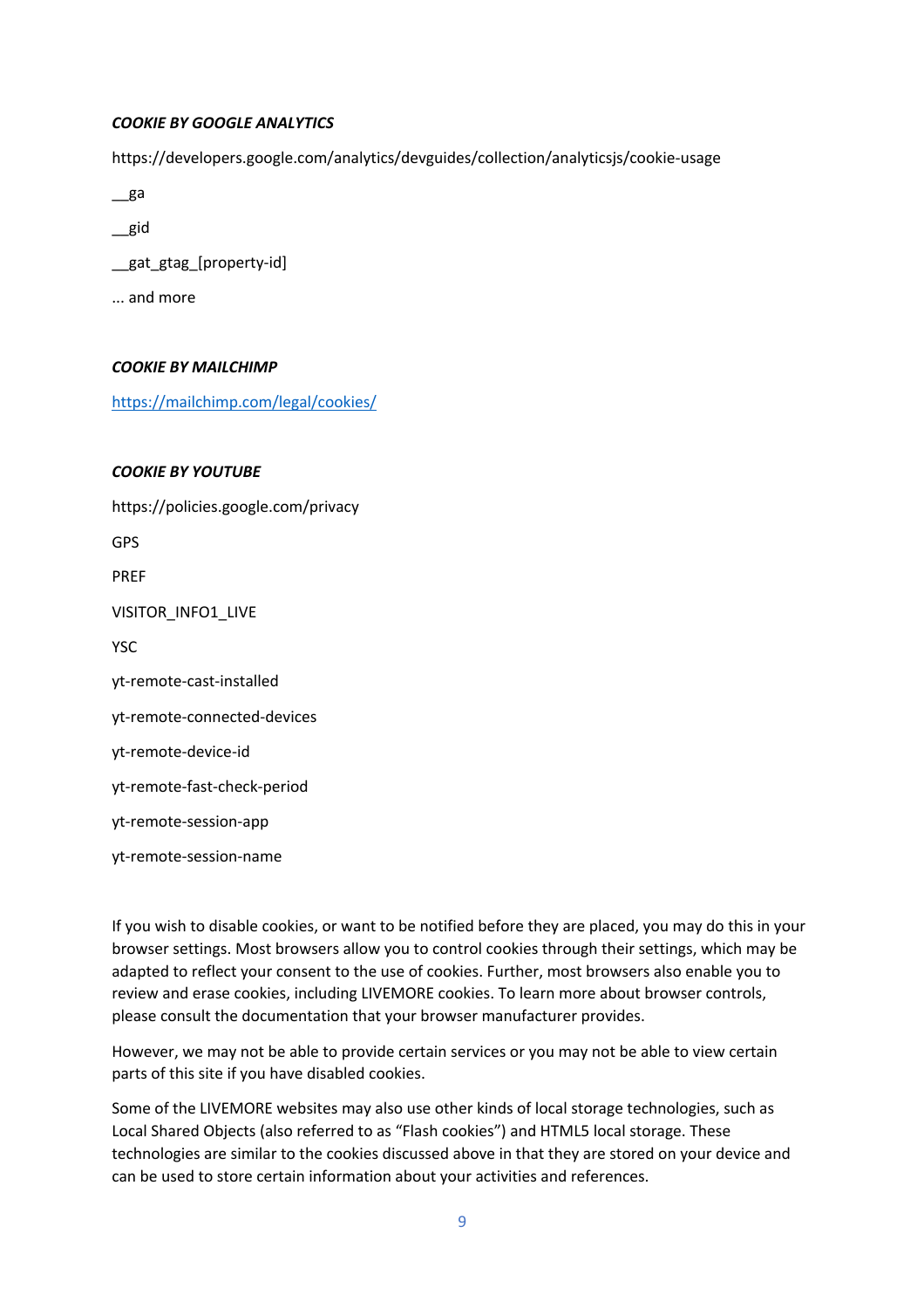***COOKIE BY GOOGLE ANALYTICS***

https://developers.google.com/analytics/devguides/collection/analyticsjs/cookie-usage

__ga

__gid

__gat_gtag_[property-id]

... and more

***COOKIE BY MAILCHIMP***

[https://mailchimp.com/legal/cookies/](https://mailchimp.com/legal/cookies/)

***COOKIE BY YOUTUBE***

https://policies.google.com/privacy

GPS

PREF

VISITOR_INFO1_LIVE

YSC

yt-remote-cast-installed

yt-remote-connected-devices

yt-remote-device-id

yt-remote-fast-check-period

yt-remote-session-app

yt-remote-session-name

If you wish to disable cookies, or want to be notified before they are placed, you may do this in your browser settings. Most browsers allow you to control cookies through their settings, which may be adapted to reflect your consent to the use of cookies. Further, most browsers also enable you to review and erase cookies, including LIVEMORE cookies. To learn more about browser controls, please consult the documentation that your browser manufacturer provides.

However, we may not be able to provide certain services or you may not be able to view certain parts of this site if you have disabled cookies.

Some of the LIVEMORE websites may also use other kinds of local storage technologies, such as Local Shared Objects (also referred to as "Flash cookies") and HTML5 local storage. These technologies are similar to the cookies discussed above in that they are stored on your device and can be used to store certain information about your activities and references.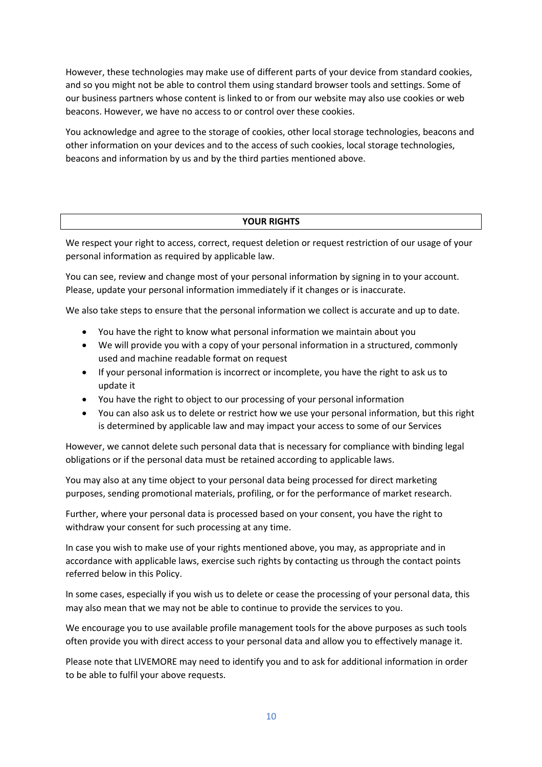However, these technologies may make use of different parts of your device from standard cookies, and so you might not be able to control them using standard browser tools and settings. Some of our business partners whose content is linked to or from our website may also use cookies or web beacons. However, we have no access to or control over these cookies.

You acknowledge and agree to the storage of cookies, other local storage technologies, beacons and other information on your devices and to the access of such cookies, local storage technologies, beacons and information by us and by the third parties mentioned above.

## YOUR RIGHTS

We respect your right to access, correct, request deletion or request restriction of our usage of your personal information as required by applicable law.

You can see, review and change most of your personal information by signing in to your account. Please, update your personal information immediately if it changes or is inaccurate.

We also take steps to ensure that the personal information we collect is accurate and up to date.

- You have the right to know what personal information we maintain about you
- We will provide you with a copy of your personal information in a structured, commonly used and machine readable format on request
- If your personal information is incorrect or incomplete, you have the right to ask us to update it
- You have the right to object to our processing of your personal information
- You can also ask us to delete or restrict how we use your personal information, but this right is determined by applicable law and may impact your access to some of our Services

However, we cannot delete such personal data that is necessary for compliance with binding legal obligations or if the personal data must be retained according to applicable laws.

You may also at any time object to your personal data being processed for direct marketing purposes, sending promotional materials, profiling, or for the performance of market research.

Further, where your personal data is processed based on your consent, you have the right to withdraw your consent for such processing at any time.

In case you wish to make use of your rights mentioned above, you may, as appropriate and in accordance with applicable laws, exercise such rights by contacting us through the contact points referred below in this Policy.

In some cases, especially if you wish us to delete or cease the processing of your personal data, this may also mean that we may not be able to continue to provide the services to you.

We encourage you to use available profile management tools for the above purposes as such tools often provide you with direct access to your personal data and allow you to effectively manage it.

Please note that LIVEMORE may need to identify you and to ask for additional information in order to be able to fulfil your above requests.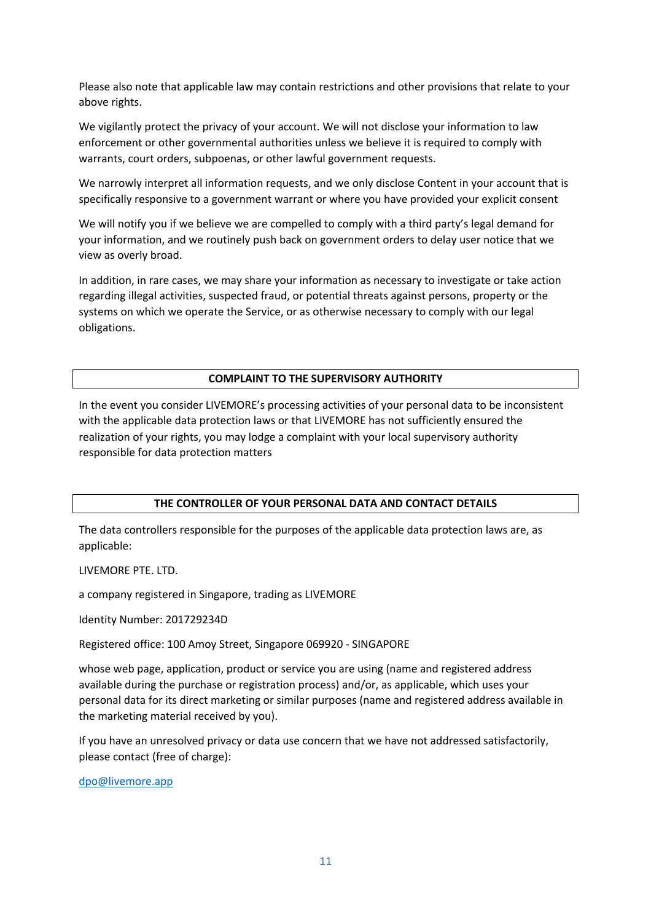Please also note that applicable law may contain restrictions and other provisions that relate to your above rights.

We vigilantly protect the privacy of your account. We will not disclose your information to law enforcement or other governmental authorities unless we believe it is required to comply with warrants, court orders, subpoenas, or other lawful government requests.

We narrowly interpret all information requests, and we only disclose Content in your account that is specifically responsive to a government warrant or where you have provided your explicit consent

We will notify you if we believe we are compelled to comply with a third party's legal demand for your information, and we routinely push back on government orders to delay user notice that we view as overly broad.

In addition, in rare cases, we may share your information as necessary to investigate or take action regarding illegal activities, suspected fraud, or potential threats against persons, property or the systems on which we operate the Service, or as otherwise necessary to comply with our legal obligations.

## COMPLAINT TO THE SUPERVISORY AUTHORITY

In the event you consider LIVEMORE's processing activities of your personal data to be inconsistent with the applicable data protection laws or that LIVEMORE has not sufficiently ensured the realization of your rights, you may lodge a complaint with your local supervisory authority responsible for data protection matters

## THE CONTROLLER OF YOUR PERSONAL DATA AND CONTACT DETAILS

The data controllers responsible for the purposes of the applicable data protection laws are, as applicable:

LIVEMORE PTE. LTD.

a company registered in Singapore, trading as LIVEMORE

Identity Number: 201729234D

Registered office: 100 Amoy Street, Singapore 069920 - SINGAPORE

whose web page, application, product or service you are using (name and registered address available during the purchase or registration process) and/or, as applicable, which uses your personal data for its direct marketing or similar purposes (name and registered address available in the marketing material received by you).

If you have an unresolved privacy or data use concern that we have not addressed satisfactorily, please contact (free of charge):

dpo@livemore.app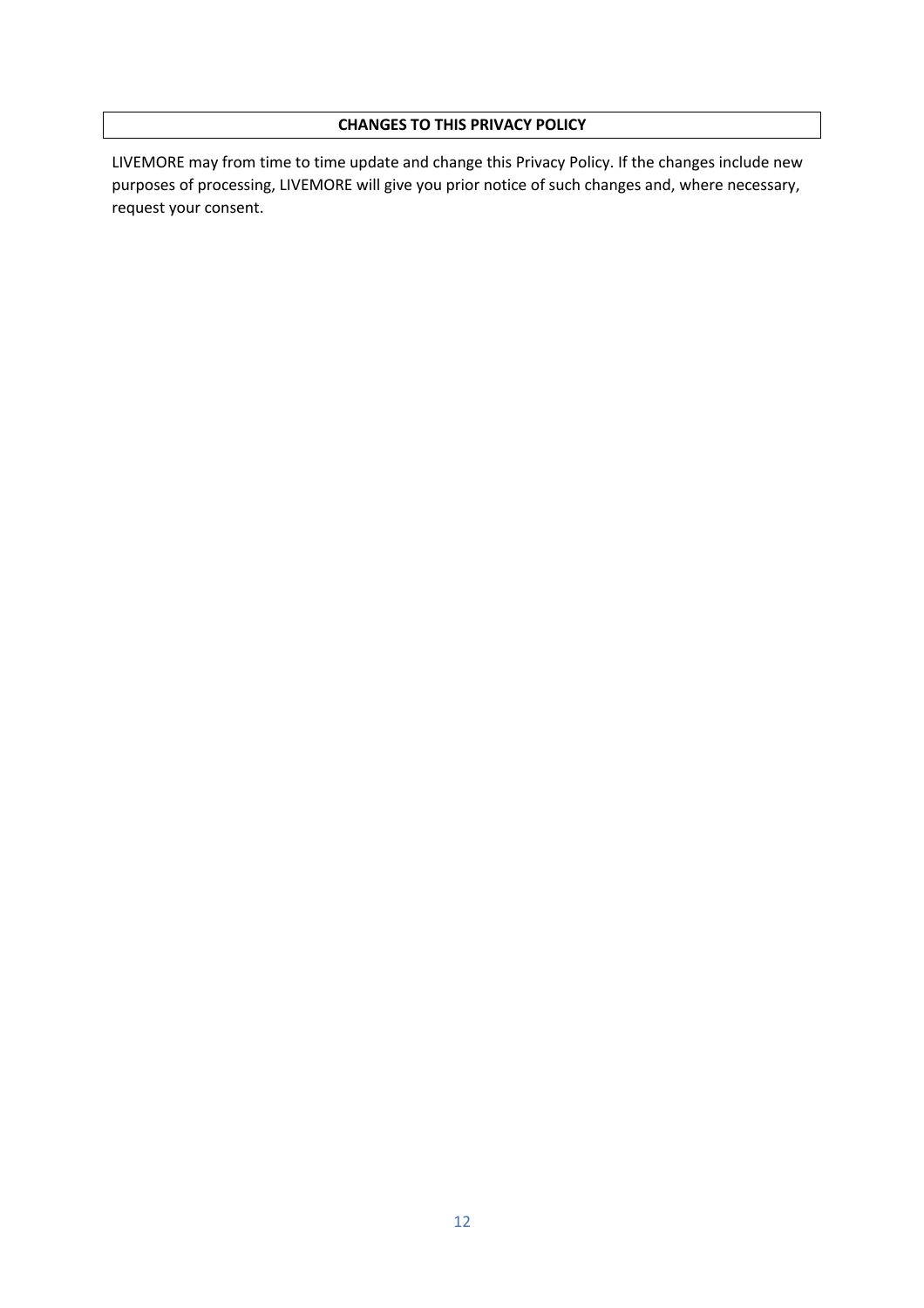## CHANGES TO THIS PRIVACY POLICY

LIVEMORE may from time to time update and change this Privacy Policy. If the changes include new purposes of processing, LIVEMORE will give you prior notice of such changes and, where necessary, request your consent.